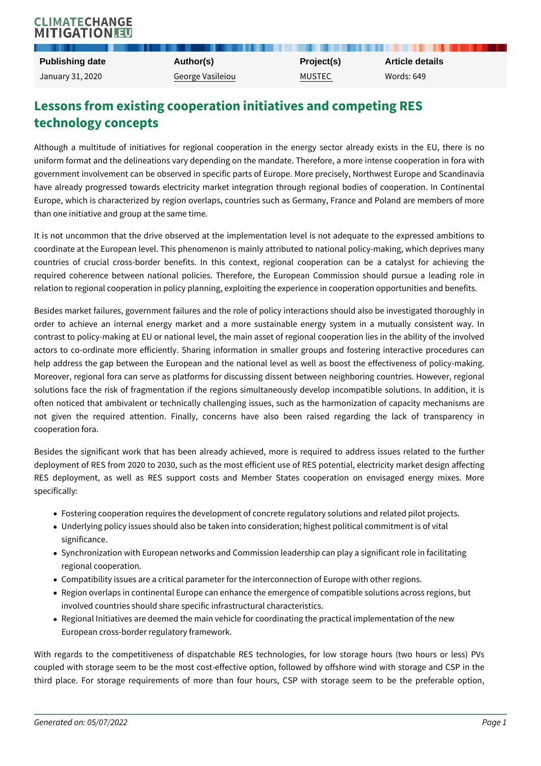| Publishing date | Author(s) | Project(s) | Article details |
| --- | --- | --- | --- |
| January 31, 2020 | George Vasileiou | MUSTEC | Words: 649 |

# Lessons from existing cooperation initiatives and competing RES technology concepts

Although a multitude of initiatives for regional cooperation in the energy sector already exists in the EU, there is no uniform format and the delineations vary depending on the mandate. Therefore, a more intense cooperation in fora with government involvement can be observed in specific parts of Europe. More precisely, Northwest Europe and Scandinavia have already progressed towards electricity market integration through regional bodies of cooperation. In Continental Europe, which is characterized by region overlaps, countries such as Germany, France and Poland are members of more than one initiative and group at the same time.

It is not uncommon that the drive observed at the implementation level is not adequate to the expressed ambitions to coordinate at the European level. This phenomenon is mainly attributed to national policy-making, which deprives many countries of crucial cross-border benefits. In this context, regional cooperation can be a catalyst for achieving the required coherence between national policies. Therefore, the European Commission should pursue a leading role in relation to regional cooperation in policy planning, exploiting the experience in cooperation opportunities and benefits.

Besides market failures, government failures and the role of policy interactions should also be investigated thoroughly in order to achieve an internal energy market and a more sustainable energy system in a mutually consistent way. In contrast to policy-making at EU or national level, the main asset of regional cooperation lies in the ability of the involved actors to co-ordinate more efficiently. Sharing information in smaller groups and fostering interactive procedures can help address the gap between the European and the national level as well as boost the effectiveness of policy-making. Moreover, regional fora can serve as platforms for discussing dissent between neighboring countries. However, regional solutions face the risk of fragmentation if the regions simultaneously develop incompatible solutions. In addition, it is often noticed that ambivalent or technically challenging issues, such as the harmonization of capacity mechanisms are not given the required attention. Finally, concerns have also been raised regarding the lack of transparency in cooperation fora.

Besides the significant work that has been already achieved, more is required to address issues related to the further deployment of RES from 2020 to 2030, such as the most efficient use of RES potential, electricity market design affecting RES deployment, as well as RES support costs and Member States cooperation on envisaged energy mixes. More specifically:

- Fostering cooperation requires the development of concrete regulatory solutions and related pilot projects.
- Underlying policy issues should also be taken into consideration; highest political commitment is of vital significance.
- Synchronization with European networks and Commission leadership can play a significant role in facilitating regional cooperation.
- Compatibility issues are a critical parameter for the interconnection of Europe with other regions.
- Region overlaps in continental Europe can enhance the emergence of compatible solutions across regions, but involved countries should share specific infrastructural characteristics.
- Regional Initiatives are deemed the main vehicle for coordinating the practical implementation of the new European cross-border regulatory framework.

With regards to the competitiveness of dispatchable RES technologies, for low storage hours (two hours or less) PVs coupled with storage seem to be the most cost-effective option, followed by offshore wind with storage and CSP in the third place. For storage requirements of more than four hours, CSP with storage seem to be the preferable option,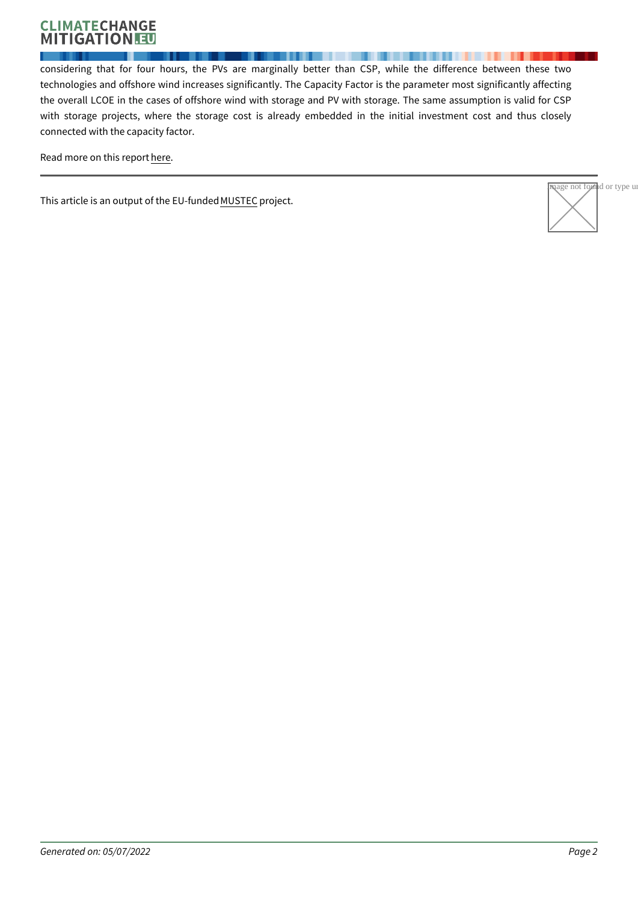considering that for four hours, the PVs are marginally better than CSP, while the difference between these two technologies and offshore wind increases significantly. The Capacity Factor is the parameter most significantly affecting the overall LCOE in the cases of offshore wind with storage and PV with storage. The same assumption is valid for CSP with storage projects, where the storage cost is already embedded in the initial investment cost and thus closely connected with the capacity factor.

Read more on this report here.

---

This article is an output of the EU-funded MUSTEC project.